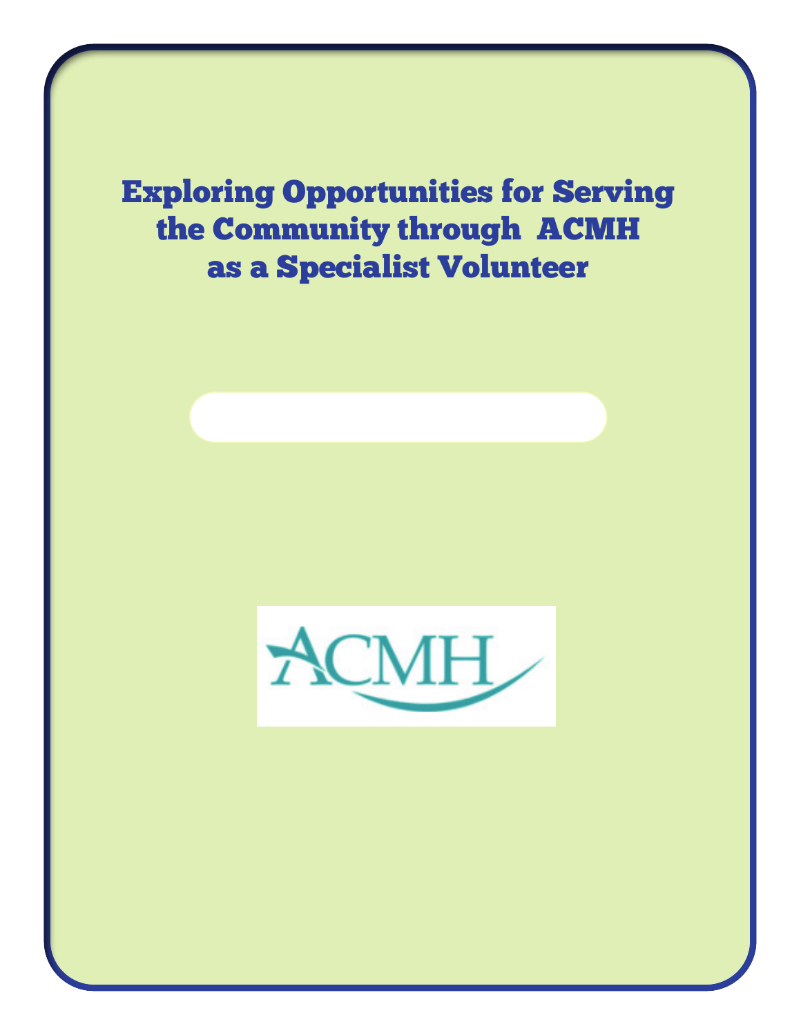# Exploring Opportunities for Serving the Community through ACMH as a Specialist Volunteer

ACMH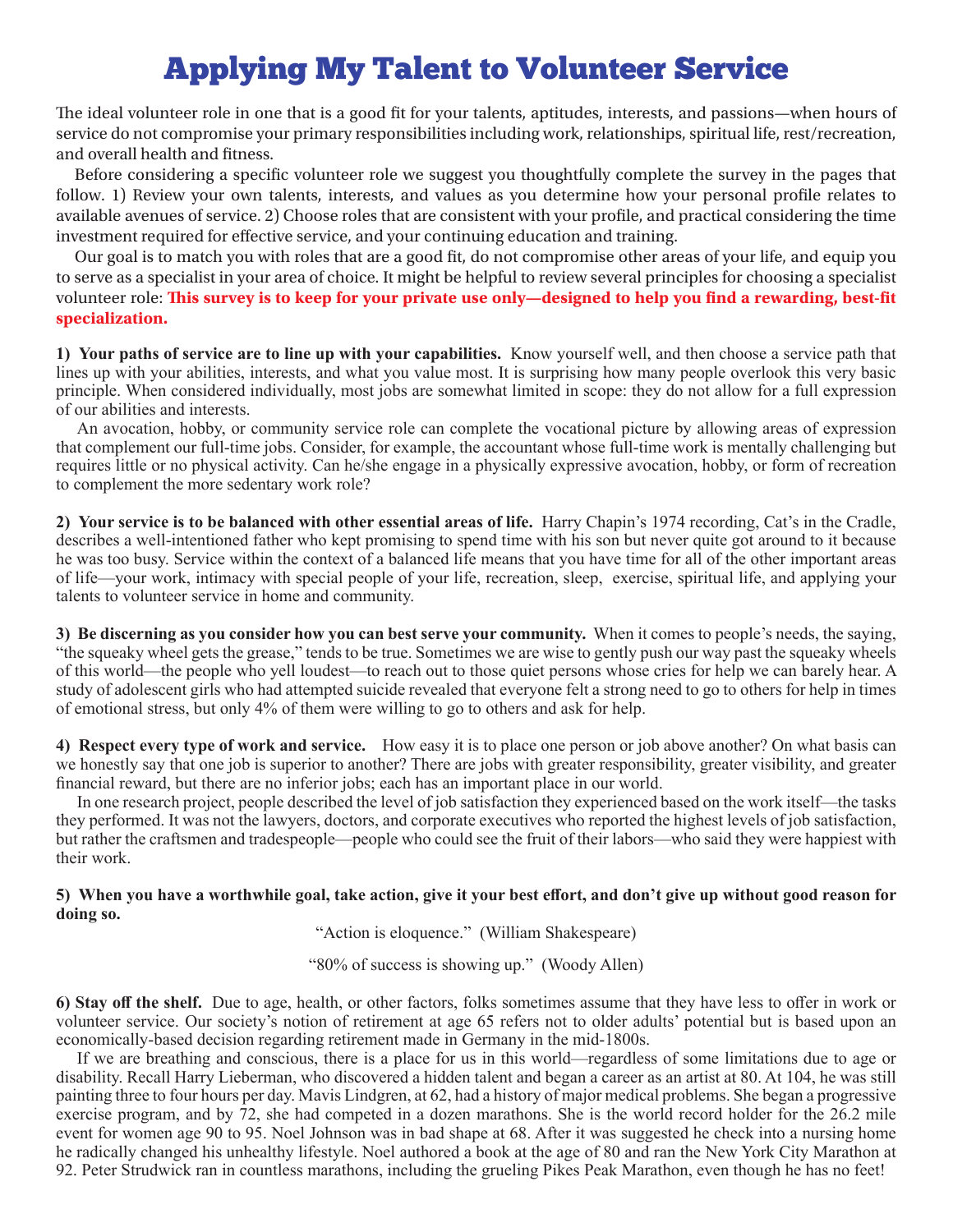# Applying My Talent to Volunteer Service

The ideal volunteer role in one that is a good fit for your talents, aptitudes, interests, and passions—when hours of service do not compromise your primary responsibilities including work, relationships, spiritual life, rest/recreation, and overall health and fitness.

Before considering a specific volunteer role we suggest you thoughtfully complete the survey in the pages that follow. 1) Review your own talents, interests, and values as you determine how your personal profile relates to available avenues of service. 2) Choose roles that are consistent with your profile, and practical considering the time investment required for effective service, and your continuing education and training.

Our goal is to match you with roles that are a good fit, do not compromise other areas of your life, and equip you to serve as a specialist in your area of choice. It might be helpful to review several principles for choosing a specialist volunteer role: **This survey is to keep for your private use only—designed to help you find a rewarding, best-fit specialization.**

**1) Your paths of service are to line up with your capabilities.** Know yourself well, and then choose a service path that lines up with your abilities, interests, and what you value most. It is surprising how many people overlook this very basic principle. When considered individually, most jobs are somewhat limited in scope: they do not allow for a full expression of our abilities and interests.

An avocation, hobby, or community service role can complete the vocational picture by allowing areas of expression that complement our full-time jobs. Consider, for example, the accountant whose full-time work is mentally challenging but requires little or no physical activity. Can he/she engage in a physically expressive avocation, hobby, or form of recreation to complement the more sedentary work role?

**2) Your service is to be balanced with other essential areas of life.** Harry Chapin's 1974 recording, Cat's in the Cradle, describes a well-intentioned father who kept promising to spend time with his son but never quite got around to it because he was too busy. Service within the context of a balanced life means that you have time for all of the other important areas of life—your work, intimacy with special people of your life, recreation, sleep, exercise, spiritual life, and applying your talents to volunteer service in home and community.

**3) Be discerning as you consider how you can best serve your community.** When it comes to people's needs, the saying, "the squeaky wheel gets the grease," tends to be true. Sometimes we are wise to gently push our way past the squeaky wheels of this world—the people who yell loudest—to reach out to those quiet persons whose cries for help we can barely hear. A study of adolescent girls who had attempted suicide revealed that everyone felt a strong need to go to others for help in times of emotional stress, but only 4% of them were willing to go to others and ask for help.

**4) Respect every type of work and service.** How easy it is to place one person or job above another? On what basis can we honestly say that one job is superior to another? There are jobs with greater responsibility, greater visibility, and greater financial reward, but there are no inferior jobs; each has an important place in our world.

In one research project, people described the level of job satisfaction they experienced based on the work itself—the tasks they performed. It was not the lawyers, doctors, and corporate executives who reported the highest levels of job satisfaction, but rather the craftsmen and tradespeople—people who could see the fruit of their labors—who said they were happiest with their work.

**5) When you have a worthwhile goal, take action, give it your best effort, and don't give up without good reason for doing so.**

"Action is eloquence." (William Shakespeare)

"80% of success is showing up." (Woody Allen)

**6) Stay off the shelf.** Due to age, health, or other factors, folks sometimes assume that they have less to offer in work or volunteer service. Our society's notion of retirement at age 65 refers not to older adults' potential but is based upon an economically-based decision regarding retirement made in Germany in the mid-1800s.

If we are breathing and conscious, there is a place for us in this world—regardless of some limitations due to age or disability. Recall Harry Lieberman, who discovered a hidden talent and began a career as an artist at 80. At 104, he was still painting three to four hours per day. Mavis Lindgren, at 62, had a history of major medical problems. She began a progressive exercise program, and by 72, she had competed in a dozen marathons. She is the world record holder for the 26.2 mile event for women age 90 to 95. Noel Johnson was in bad shape at 68. After it was suggested he check into a nursing home he radically changed his unhealthy lifestyle. Noel authored a book at the age of 80 and ran the New York City Marathon at 92. Peter Strudwick ran in countless marathons, including the grueling Pikes Peak Marathon, even though he has no feet!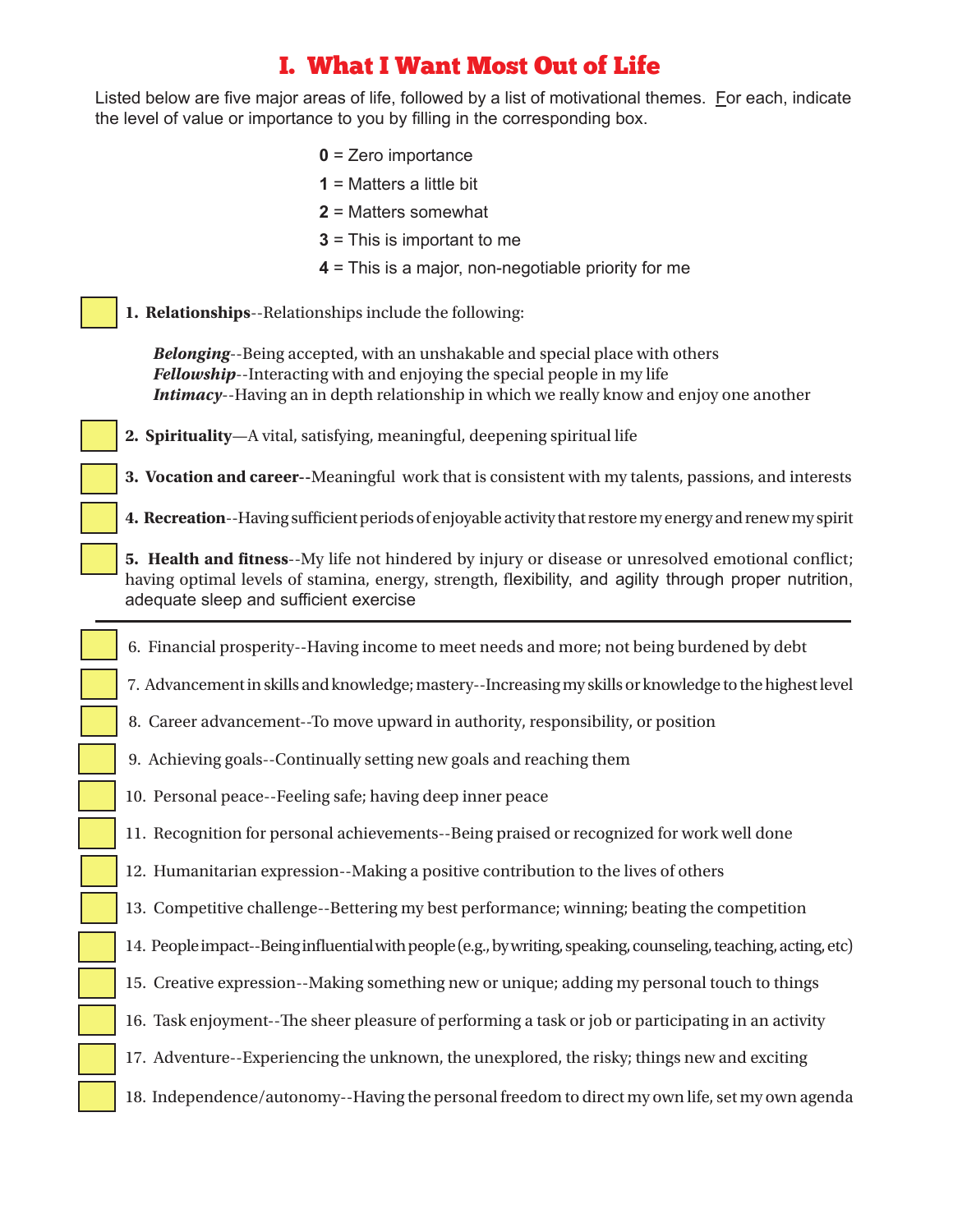# I. What I Want Most Out of Life

Listed below are five major areas of life, followed by a list of motivational themes. For each, indicate the level of value or importance to you by filling in the corresponding box.

**0** = Zero importance

**1** = Matters a little bit

**2** = Matters somewhat

**3** = This is important to me

**4** = This is a major, non-negotiable priority for me

☐ **1. Relationships**--Relationships include the following:

***Belonging***--Being accepted, with an unshakable and special place with others
***Fellowship***--Interacting with and enjoying the special people in my life
***Intimacy***--Having an in depth relationship in which we really know and enjoy one another

☐ **2. Spirituality**—A vital, satisfying, meaningful, deepening spiritual life

☐ **3. Vocation and career**--Meaningful work that is consistent with my talents, passions, and interests

☐ **4. Recreation**--Having sufficient periods of enjoyable activity that restore my energy and renew my spirit

☐ **5. Health and fitness**--My life not hindered by injury or disease or unresolved emotional conflict; having optimal levels of stamina, energy, strength, flexibility, and agility through proper nutrition, adequate sleep and sufficient exercise

---

☐ 6. Financial prosperity--Having income to meet needs and more; not being burdened by debt

☐ 7. Advancement in skills and knowledge; mastery--Increasing my skills or knowledge to the highest level

☐ 8. Career advancement--To move upward in authority, responsibility, or position

☐ 9. Achieving goals--Continually setting new goals and reaching them

☐ 10. Personal peace--Feeling safe; having deep inner peace

☐ 11. Recognition for personal achievements--Being praised or recognized for work well done

☐ 12. Humanitarian expression--Making a positive contribution to the lives of others

☐ 13. Competitive challenge--Bettering my best performance; winning; beating the competition

☐ 14. People impact--Being influential with people (e.g., by writing, speaking, counseling, teaching, acting, etc)

☐ 15. Creative expression--Making something new or unique; adding my personal touch to things

☐ 16. Task enjoyment--The sheer pleasure of performing a task or job or participating in an activity

☐ 17. Adventure--Experiencing the unknown, the unexplored, the risky; things new and exciting

☐ 18. Independence/autonomy--Having the personal freedom to direct my own life, set my own agenda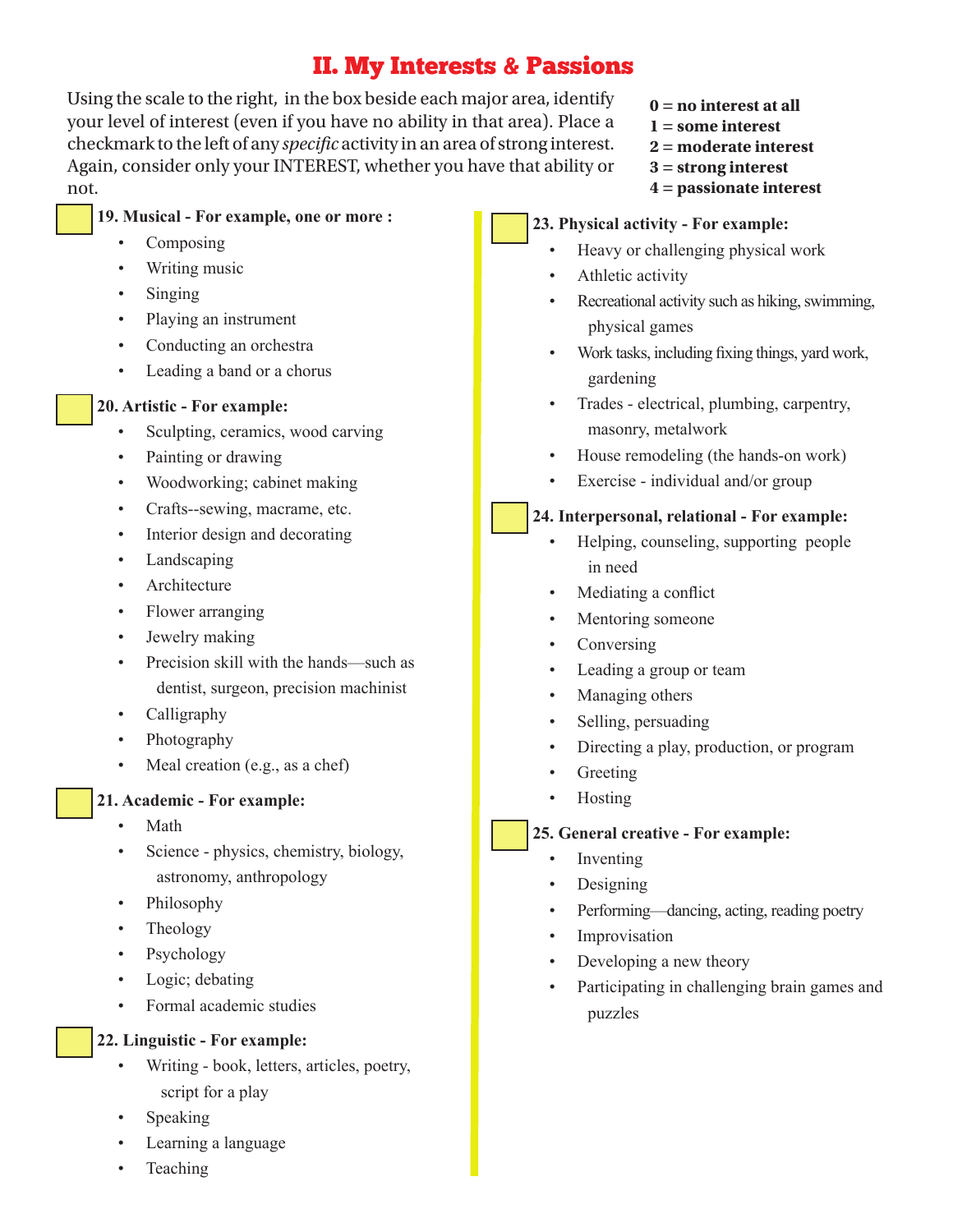# II. My Interests & Passions

Using the scale to the right, in the box beside each major area, identify your level of interest (even if you have no ability in that area). Place a checkmark to the left of any *specific* activity in an area of strong interest. Again, consider only your INTEREST, whether you have that ability or not.

**0 = no interest at all**
**1 = some interest**
**2 = moderate interest**
**3 = strong interest**
**4 = passionate interest**

**19. Musical - For example, one or more :**

- Composing
- Writing music
- Singing
- Playing an instrument
- Conducting an orchestra
- Leading a band or a chorus

**20. Artistic - For example:**

- Sculpting, ceramics, wood carving
- Painting or drawing
- Woodworking; cabinet making
- Crafts--sewing, macrame, etc.
- Interior design and decorating
- Landscaping
- Architecture
- Flower arranging
- Jewelry making
- Precision skill with the hands—such as dentist, surgeon, precision machinist
- Calligraphy
- Photography
- Meal creation (e.g., as a chef)

**21. Academic - For example:**

- Math
- Science - physics, chemistry, biology, astronomy, anthropology
- Philosophy
- Theology
- Psychology
- Logic; debating
- Formal academic studies

**22. Linguistic - For example:**

- Writing - book, letters, articles, poetry, script for a play
- Speaking
- Learning a language
- Teaching

**23. Physical activity - For example:**

- Heavy or challenging physical work
- Athletic activity
- Recreational activity such as hiking, swimming, physical games
- Work tasks, including fixing things, yard work, gardening
- Trades - electrical, plumbing, carpentry, masonry, metalwork
- House remodeling (the hands-on work)
- Exercise - individual and/or group

**24. Interpersonal, relational - For example:**

- Helping, counseling, supporting people in need
- Mediating a conflict
- Mentoring someone
- Conversing
- Leading a group or team
- Managing others
- Selling, persuading
- Directing a play, production, or program
- Greeting
- Hosting

**25. General creative - For example:**

- Inventing
- Designing
- Performing—dancing, acting, reading poetry
- Improvisation
- Developing a new theory
- Participating in challenging brain games and puzzles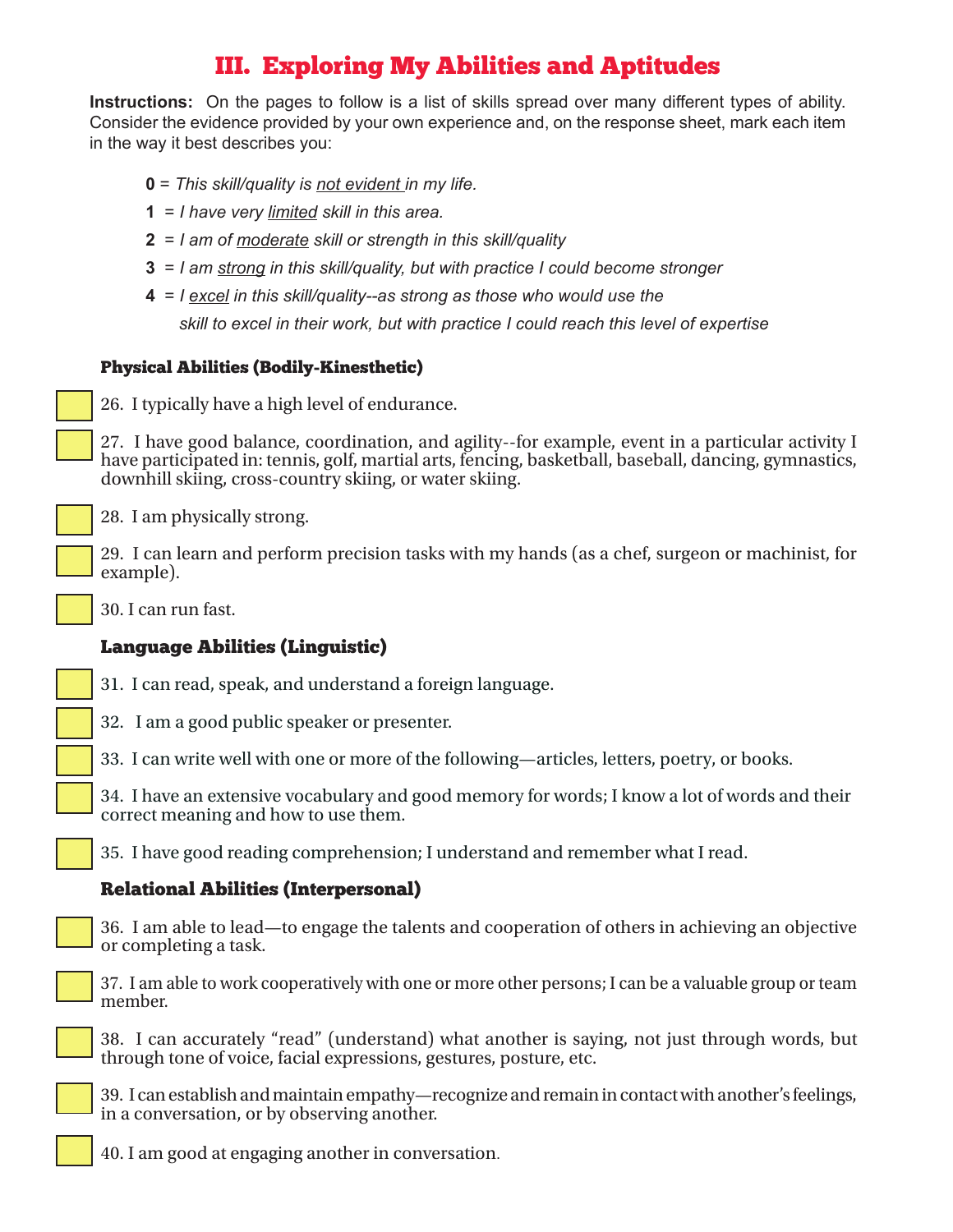# III. Exploring My Abilities and Aptitudes

**Instructions:** On the pages to follow is a list of skills spread over many different types of ability. Consider the evidence provided by your own experience and, on the response sheet, mark each item in the way it best describes you:

- **0** = *This skill/quality is not evident in my life.*
- **1** = *I have very limited skill in this area.*
- **2** = *I am of moderate skill or strength in this skill/quality*
- **3** = *I am strong in this skill/quality, but with practice I could become stronger*
- **4** = *I excel in this skill/quality--as strong as those who would use the skill to excel in their work, but with practice I could reach this level of expertise*

### Physical Abilities (Bodily-Kinesthetic)

26. I typically have a high level of endurance.

27. I have good balance, coordination, and agility--for example, event in a particular activity I have participated in: tennis, golf, martial arts, fencing, basketball, baseball, dancing, gymnastics, downhill skiing, cross-country skiing, or water skiing.

28. I am physically strong.

29. I can learn and perform precision tasks with my hands (as a chef, surgeon or machinist, for example).

30. I can run fast.

### Language Abilities (Linguistic)

31. I can read, speak, and understand a foreign language.

32. I am a good public speaker or presenter.

33. I can write well with one or more of the following—articles, letters, poetry, or books.

34. I have an extensive vocabulary and good memory for words; I know a lot of words and their correct meaning and how to use them.

35. I have good reading comprehension; I understand and remember what I read.

### Relational Abilities (Interpersonal)

36. I am able to lead—to engage the talents and cooperation of others in achieving an objective or completing a task.

37. I am able to work cooperatively with one or more other persons; I can be a valuable group or team member.

38. I can accurately "read" (understand) what another is saying, not just through words, but through tone of voice, facial expressions, gestures, posture, etc.

39. I can establish and maintain empathy—recognize and remain in contact with another's feelings, in a conversation, or by observing another.

40. I am good at engaging another in conversation.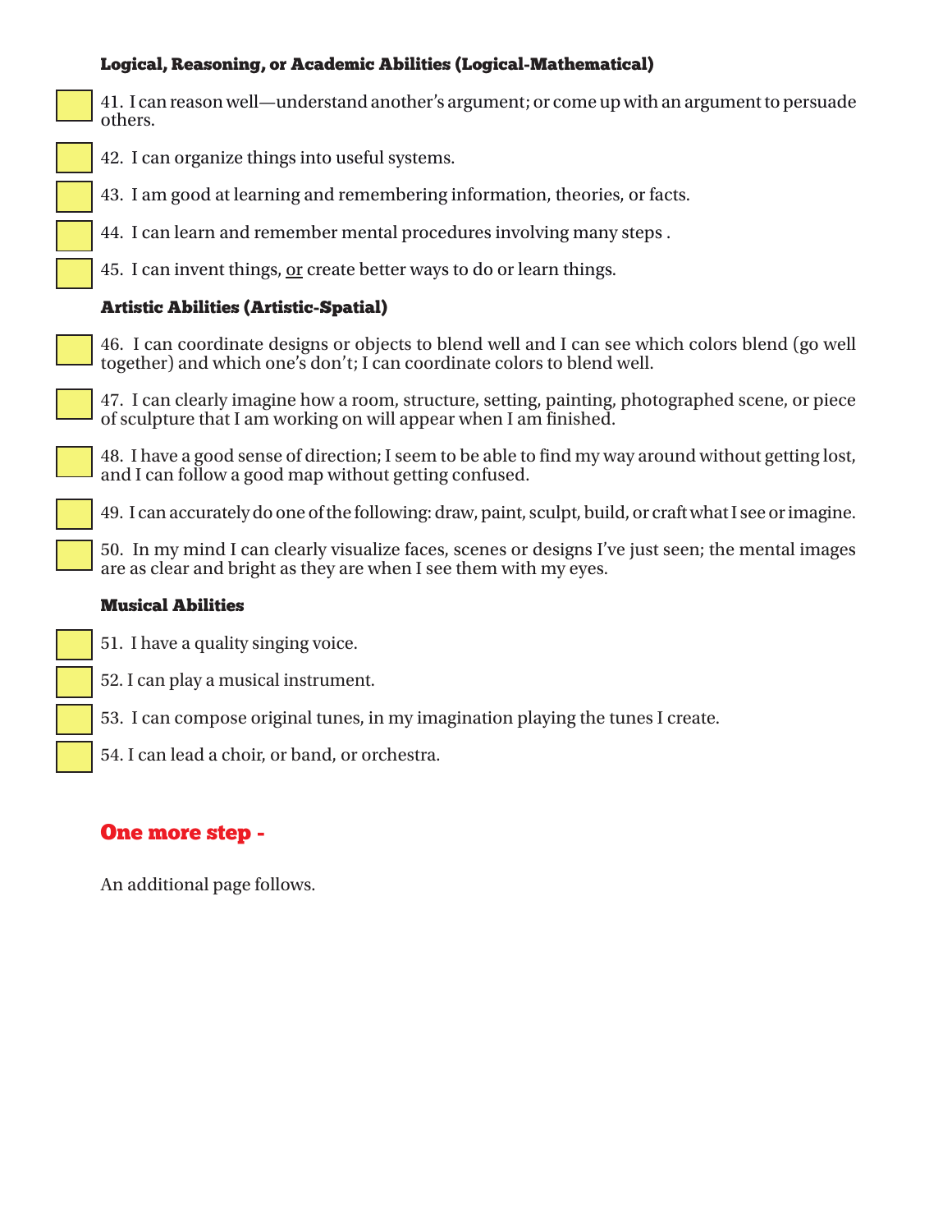### Logical, Reasoning, or Academic Abilities (Logical-Mathematical)

- [ ] 41. I can reason well—understand another's argument; or come up with an argument to persuade others.
- [ ] 42. I can organize things into useful systems.
- [ ] 43. I am good at learning and remembering information, theories, or facts.
- [ ] 44. I can learn and remember mental procedures involving many steps .
- [ ] 45. I can invent things, <u>or</u> create better ways to do or learn things.

### Artistic Abilities (Artistic-Spatial)

- [ ] 46. I can coordinate designs or objects to blend well and I can see which colors blend (go well together) and which one's don't; I can coordinate colors to blend well.
- [ ] 47. I can clearly imagine how a room, structure, setting, painting, photographed scene, or piece of sculpture that I am working on will appear when I am finished.
- [ ] 48. I have a good sense of direction; I seem to be able to find my way around without getting lost, and I can follow a good map without getting confused.
- [ ] 49. I can accurately do one of the following: draw, paint, sculpt, build, or craft what I see or imagine.
- [ ] 50. In my mind I can clearly visualize faces, scenes or designs I've just seen; the mental images are as clear and bright as they are when I see them with my eyes.

### Musical Abilities

- [ ] 51. I have a quality singing voice.
- [ ] 52. I can play a musical instrument.
- [ ] 53. I can compose original tunes, in my imagination playing the tunes I create.
- [ ] 54. I can lead a choir, or band, or orchestra.

## One more step -

An additional page follows.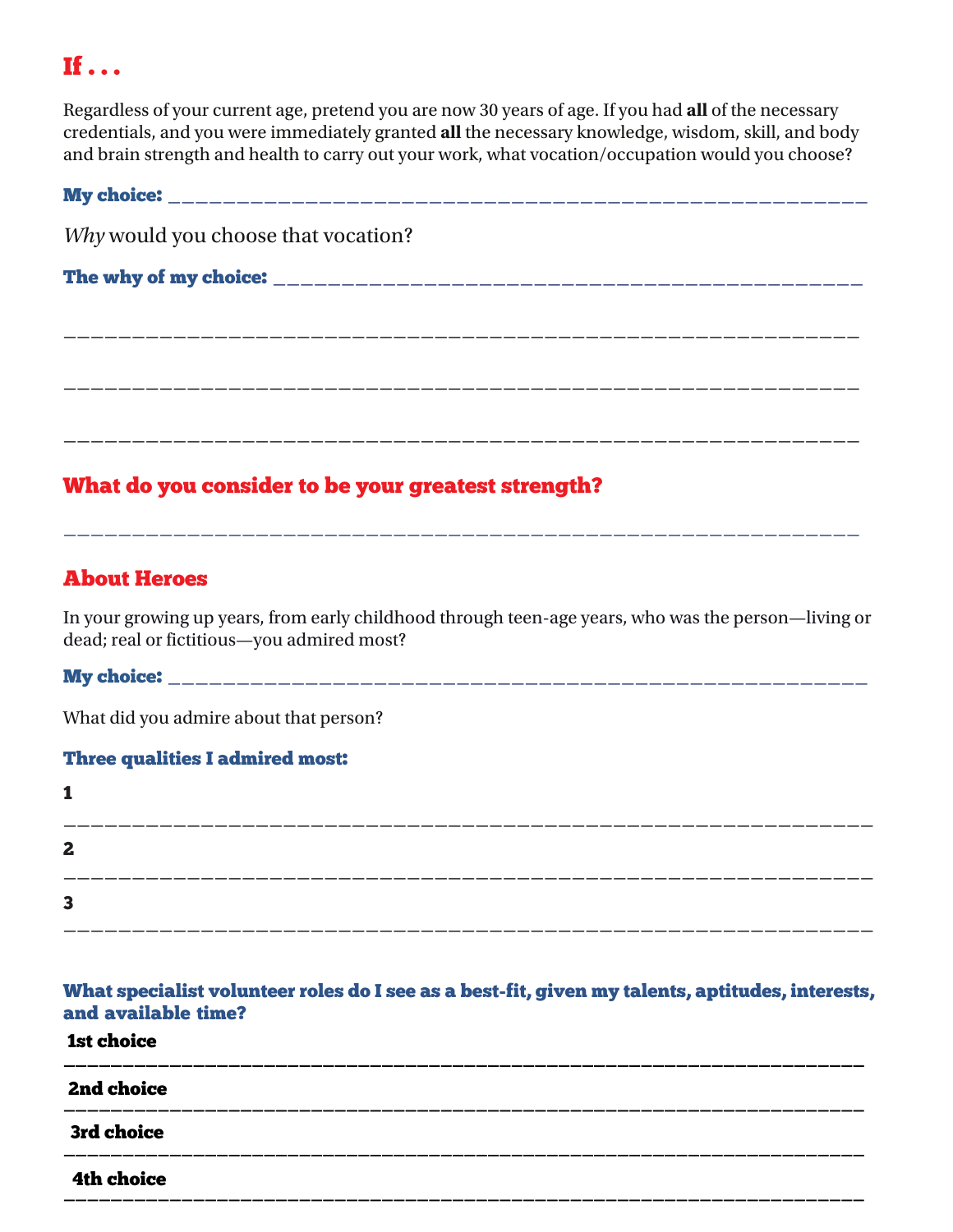## If . . .

Regardless of your current age, pretend you are now 30 years of age. If you had **all** of the necessary credentials, and you were immediately granted **all** the necessary knowledge, wisdom, skill, and body and brain strength and health to carry out your work, what vocation/occupation would you choose?

**My choice:** ______________________________________________________

*Why* would you choose that vocation?

**The why of my choice:** ______________________________________________

______________________________________________________________

______________________________________________________________

______________________________________________________________

## What do you consider to be your greatest strength?

______________________________________________________________

## About Heroes

In your growing up years, from early childhood through teen-age years, who was the person—living or dead; real or fictitious—you admired most?

**My choice:** ______________________________________________________

What did you admire about that person?

**Three qualities I admired most:**

**1** ______________________________________________________________

**2** ______________________________________________________________

**3** ______________________________________________________________

**What specialist volunteer roles do I see as a best-fit, given my talents, aptitudes, interests, and available time?**

**1st choice** ______________________________________________________________

**2nd choice** ______________________________________________________________

**3rd choice** ______________________________________________________________

**4th choice** ______________________________________________________________